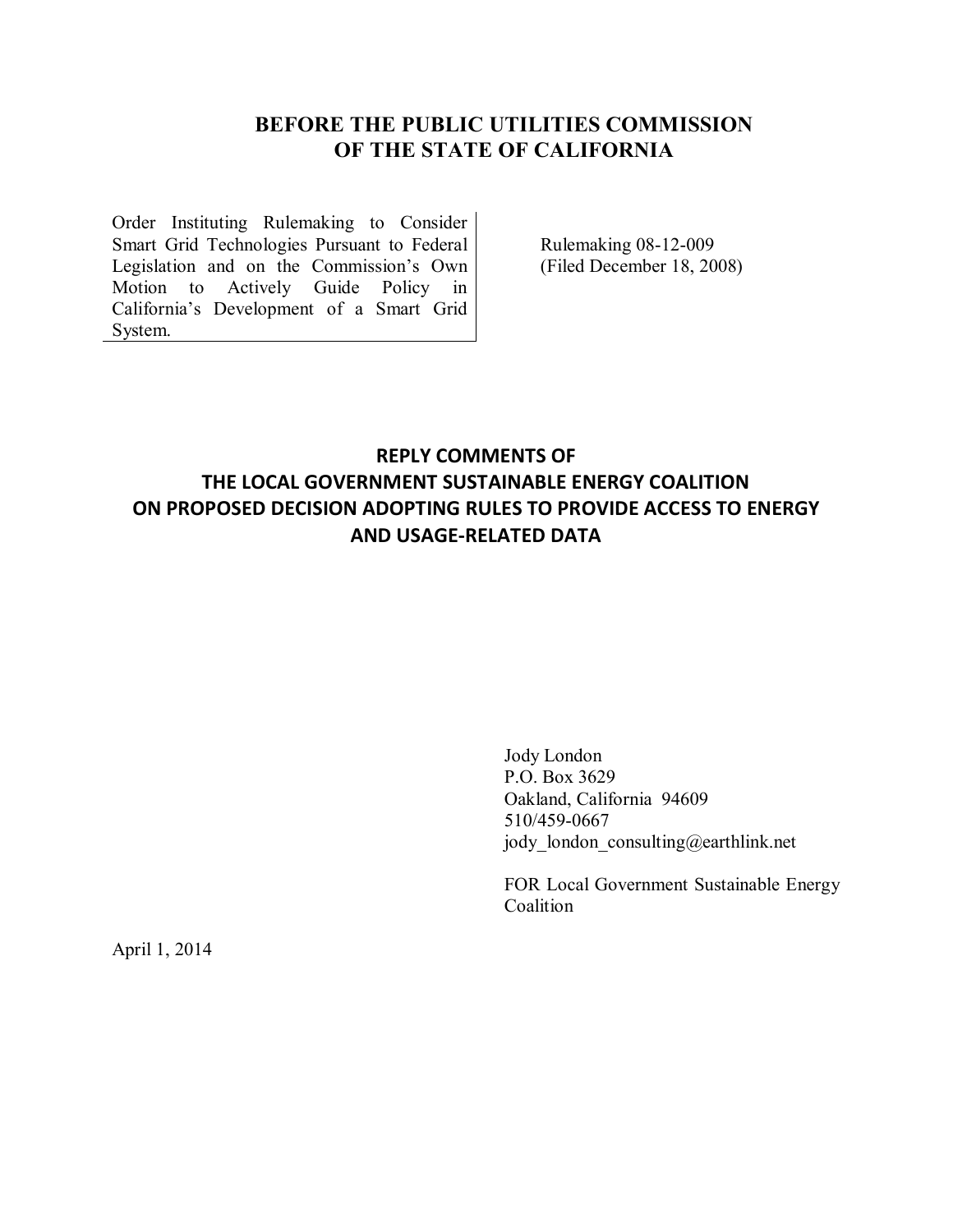# BEFORE THE PUBLIC UTILITIES COMMISSION OF THE STATE OF CALIFORNIA

| Order Instituting Rulemaking to Consider Smart Grid Technologies Pursuant to Federal Legislation and on the Commission's Own Motion to Actively Guide Policy in California's Development of a Smart Grid System. | Rulemaking 08-12-009 (Filed December 18, 2008) |
| --- | --- |

## REPLY COMMENTS OF THE LOCAL GOVERNMENT SUSTAINABLE ENERGY COALITION ON PROPOSED DECISION ADOPTING RULES TO PROVIDE ACCESS TO ENERGY AND USAGE-RELATED DATA

Jody London
P.O. Box 3629
Oakland, California 94609
510/459-0667
jody_london_consulting@earthlink.net

FOR Local Government Sustainable Energy Coalition

April 1, 2014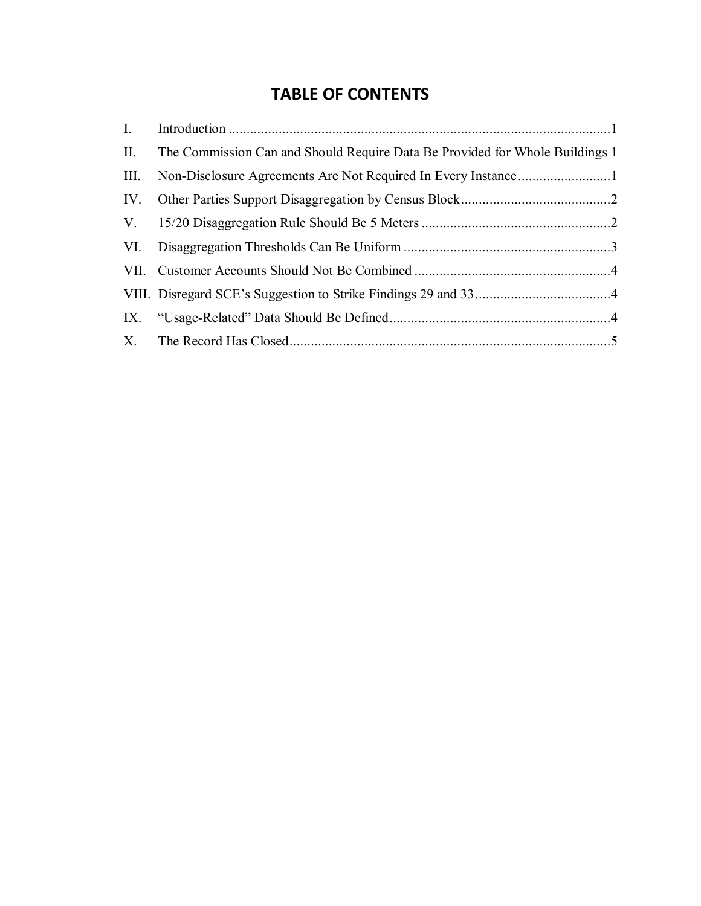# TABLE OF CONTENTS

| | | |
|---|---|---|
| I. | Introduction | 1 |
| II. | The Commission Can and Should Require Data Be Provided for Whole Buildings | 1 |
| III. | Non-Disclosure Agreements Are Not Required In Every Instance | 1 |
| IV. | Other Parties Support Disaggregation by Census Block | 2 |
| V. | 15/20 Disaggregation Rule Should Be 5 Meters | 2 |
| VI. | Disaggregation Thresholds Can Be Uniform | 3 |
| VII. | Customer Accounts Should Not Be Combined | 4 |
| VIII. | Disregard SCE's Suggestion to Strike Findings 29 and 33 | 4 |
| IX. | "Usage-Related" Data Should Be Defined | 4 |
| X. | The Record Has Closed | 5 |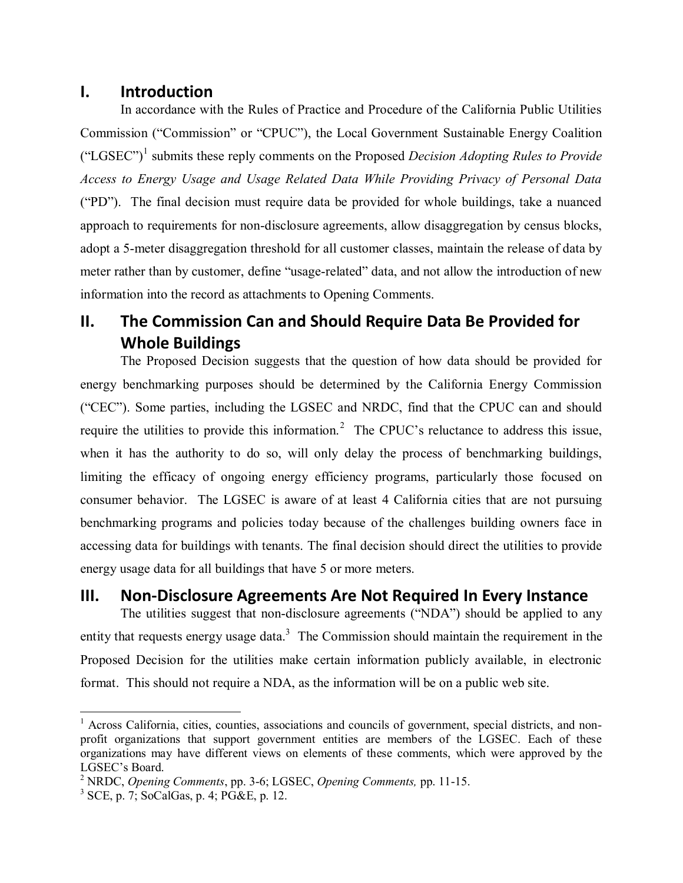## I. Introduction

In accordance with the Rules of Practice and Procedure of the California Public Utilities Commission ("Commission" or "CPUC"), the Local Government Sustainable Energy Coalition ("LGSEC")[1] submits these reply comments on the Proposed *Decision Adopting Rules to Provide Access to Energy Usage and Usage Related Data While Providing Privacy of Personal Data* ("PD"). The final decision must require data be provided for whole buildings, take a nuanced approach to requirements for non-disclosure agreements, allow disaggregation by census blocks, adopt a 5-meter disaggregation threshold for all customer classes, maintain the release of data by meter rather than by customer, define "usage-related" data, and not allow the introduction of new information into the record as attachments to Opening Comments.

## II. The Commission Can and Should Require Data Be Provided for Whole Buildings

The Proposed Decision suggests that the question of how data should be provided for energy benchmarking purposes should be determined by the California Energy Commission ("CEC"). Some parties, including the LGSEC and NRDC, find that the CPUC can and should require the utilities to provide this information.[2] The CPUC's reluctance to address this issue, when it has the authority to do so, will only delay the process of benchmarking buildings, limiting the efficacy of ongoing energy efficiency programs, particularly those focused on consumer behavior. The LGSEC is aware of at least 4 California cities that are not pursuing benchmarking programs and policies today because of the challenges building owners face in accessing data for buildings with tenants. The final decision should direct the utilities to provide energy usage data for all buildings that have 5 or more meters.

## III. Non-Disclosure Agreements Are Not Required In Every Instance

The utilities suggest that non-disclosure agreements ("NDA") should be applied to any entity that requests energy usage data.[3] The Commission should maintain the requirement in the Proposed Decision for the utilities make certain information publicly available, in electronic format. This should not require a NDA, as the information will be on a public web site.

---

[1] Across California, cities, counties, associations and councils of government, special districts, and non-profit organizations that support government entities are members of the LGSEC. Each of these organizations may have different views on elements of these comments, which were approved by the LGSEC's Board.

[2] NRDC, *Opening Comments*, pp. 3-6; LGSEC, *Opening Comments,* pp. 11-15.

[3] SCE, p. 7; SoCalGas, p. 4; PG&E, p. 12.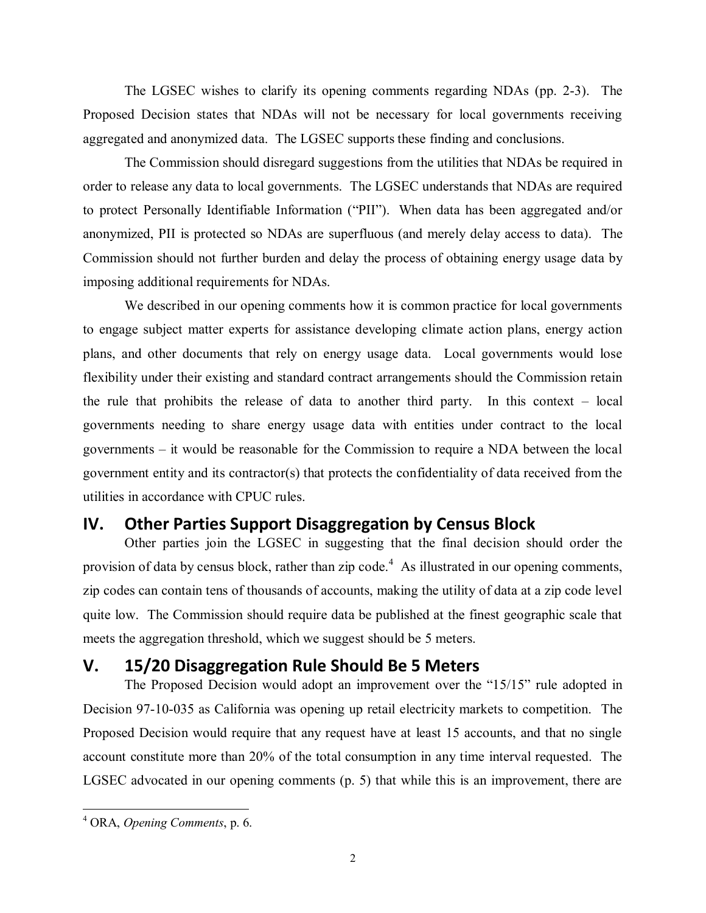The LGSEC wishes to clarify its opening comments regarding NDAs (pp. 2-3). The Proposed Decision states that NDAs will not be necessary for local governments receiving aggregated and anonymized data. The LGSEC supports these finding and conclusions.

The Commission should disregard suggestions from the utilities that NDAs be required in order to release any data to local governments. The LGSEC understands that NDAs are required to protect Personally Identifiable Information ("PII"). When data has been aggregated and/or anonymized, PII is protected so NDAs are superfluous (and merely delay access to data). The Commission should not further burden and delay the process of obtaining energy usage data by imposing additional requirements for NDAs.

We described in our opening comments how it is common practice for local governments to engage subject matter experts for assistance developing climate action plans, energy action plans, and other documents that rely on energy usage data. Local governments would lose flexibility under their existing and standard contract arrangements should the Commission retain the rule that prohibits the release of data to another third party. In this context – local governments needing to share energy usage data with entities under contract to the local governments – it would be reasonable for the Commission to require a NDA between the local government entity and its contractor(s) that protects the confidentiality of data received from the utilities in accordance with CPUC rules.

## IV. Other Parties Support Disaggregation by Census Block

Other parties join the LGSEC in suggesting that the final decision should order the provision of data by census block, rather than zip code.[4] As illustrated in our opening comments, zip codes can contain tens of thousands of accounts, making the utility of data at a zip code level quite low. The Commission should require data be published at the finest geographic scale that meets the aggregation threshold, which we suggest should be 5 meters.

## V. 15/20 Disaggregation Rule Should Be 5 Meters

The Proposed Decision would adopt an improvement over the "15/15" rule adopted in Decision 97-10-035 as California was opening up retail electricity markets to competition. The Proposed Decision would require that any request have at least 15 accounts, and that no single account constitute more than 20% of the total consumption in any time interval requested. The LGSEC advocated in our opening comments (p. 5) that while this is an improvement, there are

---

[4] ORA, *Opening Comments*, p. 6.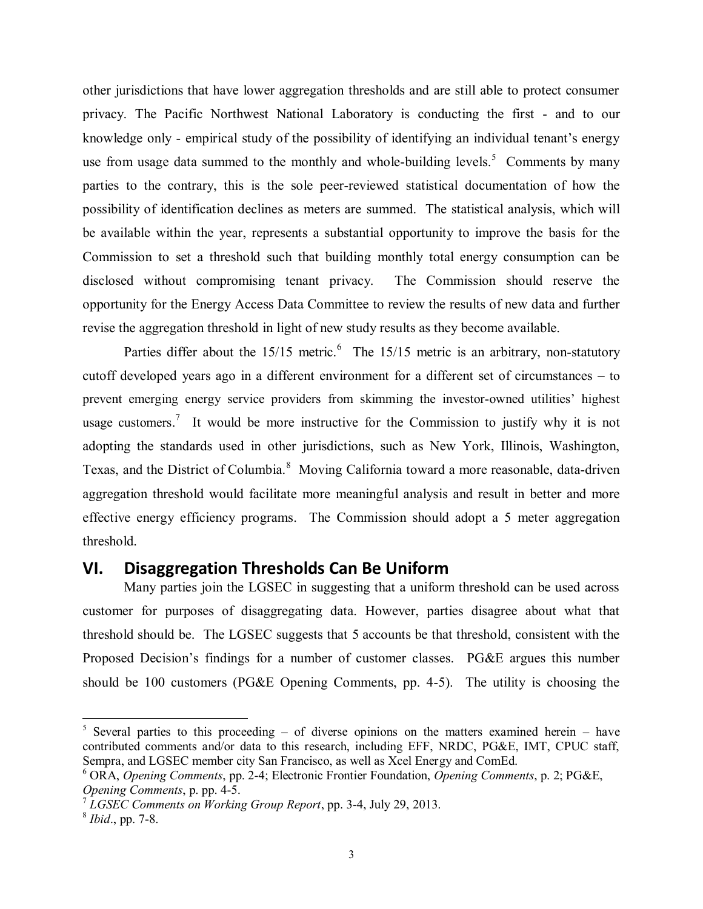other jurisdictions that have lower aggregation thresholds and are still able to protect consumer privacy. The Pacific Northwest National Laboratory is conducting the first - and to our knowledge only - empirical study of the possibility of identifying an individual tenant's energy use from usage data summed to the monthly and whole-building levels.[5] Comments by many parties to the contrary, this is the sole peer-reviewed statistical documentation of how the possibility of identification declines as meters are summed. The statistical analysis, which will be available within the year, represents a substantial opportunity to improve the basis for the Commission to set a threshold such that building monthly total energy consumption can be disclosed without compromising tenant privacy. The Commission should reserve the opportunity for the Energy Access Data Committee to review the results of new data and further revise the aggregation threshold in light of new study results as they become available.

Parties differ about the 15/15 metric.[6] The 15/15 metric is an arbitrary, non-statutory cutoff developed years ago in a different environment for a different set of circumstances – to prevent emerging energy service providers from skimming the investor-owned utilities' highest usage customers.[7] It would be more instructive for the Commission to justify why it is not adopting the standards used in other jurisdictions, such as New York, Illinois, Washington, Texas, and the District of Columbia.[8] Moving California toward a more reasonable, data-driven aggregation threshold would facilitate more meaningful analysis and result in better and more effective energy efficiency programs. The Commission should adopt a 5 meter aggregation threshold.

## VI. Disaggregation Thresholds Can Be Uniform

Many parties join the LGSEC in suggesting that a uniform threshold can be used across customer for purposes of disaggregating data. However, parties disagree about what that threshold should be. The LGSEC suggests that 5 accounts be that threshold, consistent with the Proposed Decision's findings for a number of customer classes. PG&E argues this number should be 100 customers (PG&E Opening Comments, pp. 4-5). The utility is choosing the

---

[5] Several parties to this proceeding – of diverse opinions on the matters examined herein – have contributed comments and/or data to this research, including EFF, NRDC, PG&E, IMT, CPUC staff, Sempra, and LGSEC member city San Francisco, as well as Xcel Energy and ComEd.

[6] ORA, *Opening Comments*, pp. 2-4; Electronic Frontier Foundation, *Opening Comments*, p. 2; PG&E, *Opening Comments*, p. pp. 4-5.

[7] *LGSEC Comments on Working Group Report*, pp. 3-4, July 29, 2013.

[8] *Ibid*., pp. 7-8.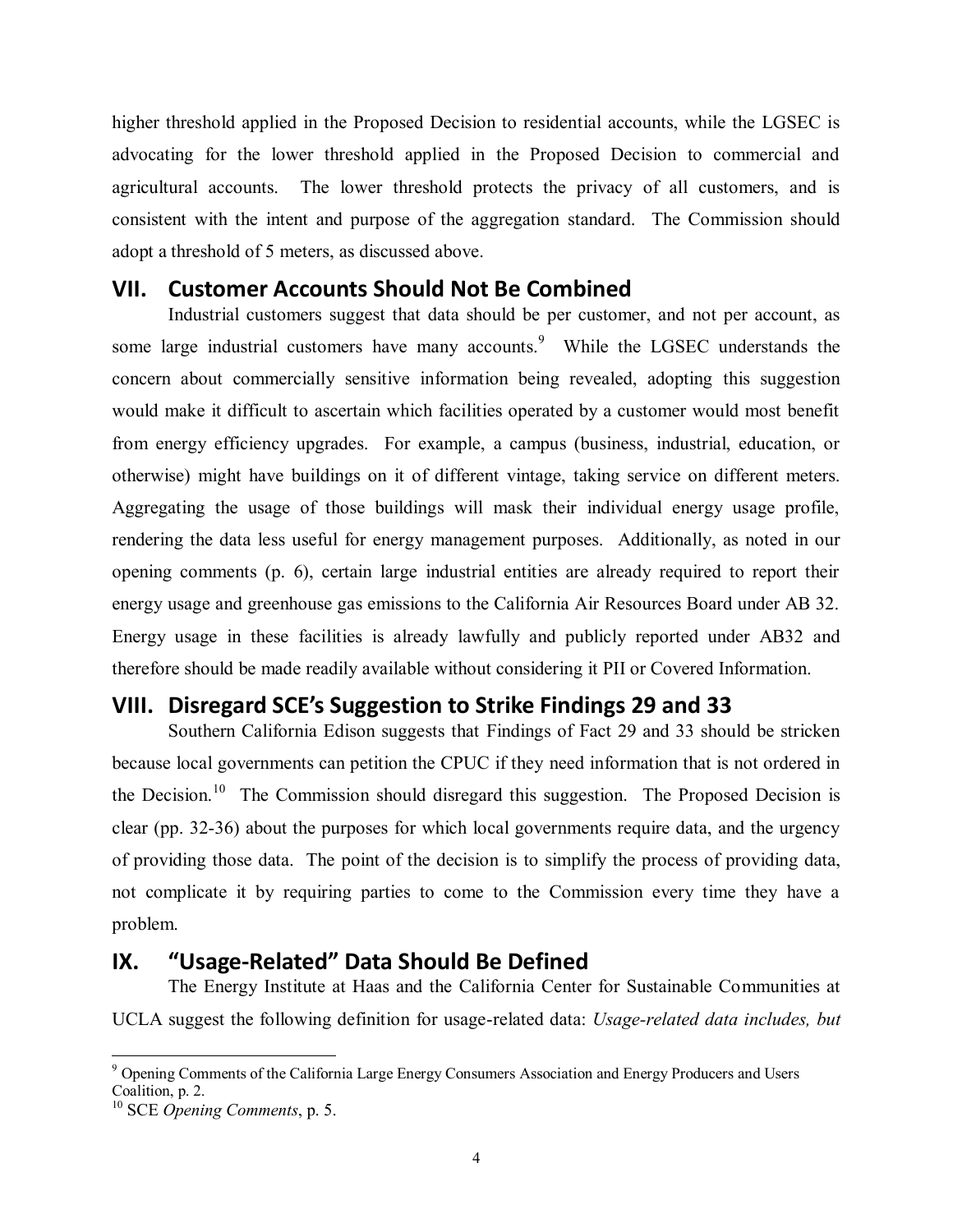higher threshold applied in the Proposed Decision to residential accounts, while the LGSEC is advocating for the lower threshold applied in the Proposed Decision to commercial and agricultural accounts. The lower threshold protects the privacy of all customers, and is consistent with the intent and purpose of the aggregation standard. The Commission should adopt a threshold of 5 meters, as discussed above.

## VII. Customer Accounts Should Not Be Combined

Industrial customers suggest that data should be per customer, and not per account, as some large industrial customers have many accounts.[9] While the LGSEC understands the concern about commercially sensitive information being revealed, adopting this suggestion would make it difficult to ascertain which facilities operated by a customer would most benefit from energy efficiency upgrades. For example, a campus (business, industrial, education, or otherwise) might have buildings on it of different vintage, taking service on different meters. Aggregating the usage of those buildings will mask their individual energy usage profile, rendering the data less useful for energy management purposes. Additionally, as noted in our opening comments (p. 6), certain large industrial entities are already required to report their energy usage and greenhouse gas emissions to the California Air Resources Board under AB 32. Energy usage in these facilities is already lawfully and publicly reported under AB32 and therefore should be made readily available without considering it PII or Covered Information.

## VIII. Disregard SCE's Suggestion to Strike Findings 29 and 33

Southern California Edison suggests that Findings of Fact 29 and 33 should be stricken because local governments can petition the CPUC if they need information that is not ordered in the Decision.[10] The Commission should disregard this suggestion. The Proposed Decision is clear (pp. 32-36) about the purposes for which local governments require data, and the urgency of providing those data. The point of the decision is to simplify the process of providing data, not complicate it by requiring parties to come to the Commission every time they have a problem.

## IX. "Usage-Related" Data Should Be Defined

The Energy Institute at Haas and the California Center for Sustainable Communities at UCLA suggest the following definition for usage-related data: *Usage-related data includes, but*

---

[9] Opening Comments of the California Large Energy Consumers Association and Energy Producers and Users Coalition, p. 2.

[10] SCE *Opening Comments*, p. 5.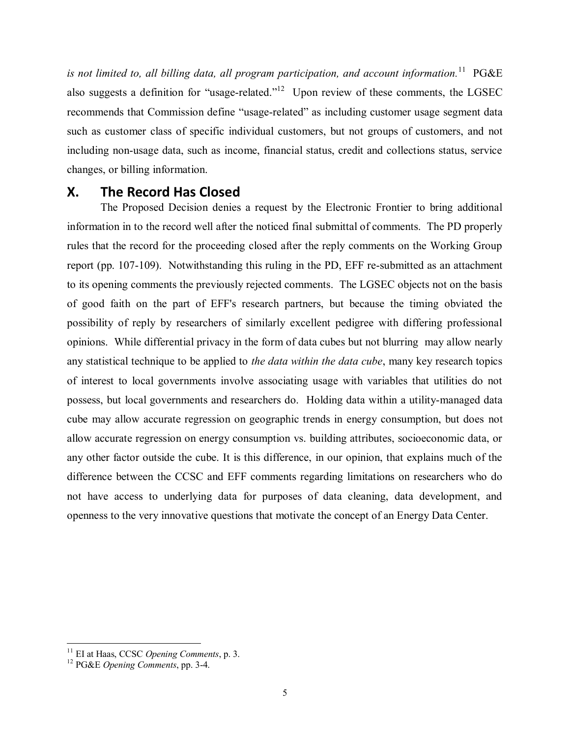*is not limited to, all billing data, all program participation, and account information.*[11] PG&E also suggests a definition for "usage-related."[12] Upon review of these comments, the LGSEC recommends that Commission define "usage-related" as including customer usage segment data such as customer class of specific individual customers, but not groups of customers, and not including non-usage data, such as income, financial status, credit and collections status, service changes, or billing information.

## X. The Record Has Closed

The Proposed Decision denies a request by the Electronic Frontier to bring additional information in to the record well after the noticed final submittal of comments. The PD properly rules that the record for the proceeding closed after the reply comments on the Working Group report (pp. 107-109). Notwithstanding this ruling in the PD, EFF re-submitted as an attachment to its opening comments the previously rejected comments. The LGSEC objects not on the basis of good faith on the part of EFF's research partners, but because the timing obviated the possibility of reply by researchers of similarly excellent pedigree with differing professional opinions. While differential privacy in the form of data cubes but not blurring may allow nearly any statistical technique to be applied to *the data within the data cube*, many key research topics of interest to local governments involve associating usage with variables that utilities do not possess, but local governments and researchers do. Holding data within a utility-managed data cube may allow accurate regression on geographic trends in energy consumption, but does not allow accurate regression on energy consumption vs. building attributes, socioeconomic data, or any other factor outside the cube. It is this difference, in our opinion, that explains much of the difference between the CCSC and EFF comments regarding limitations on researchers who do not have access to underlying data for purposes of data cleaning, data development, and openness to the very innovative questions that motivate the concept of an Energy Data Center.

---

[11] EI at Haas, CCSC *Opening Comments*, p. 3.

[12] PG&E *Opening Comments*, pp. 3-4.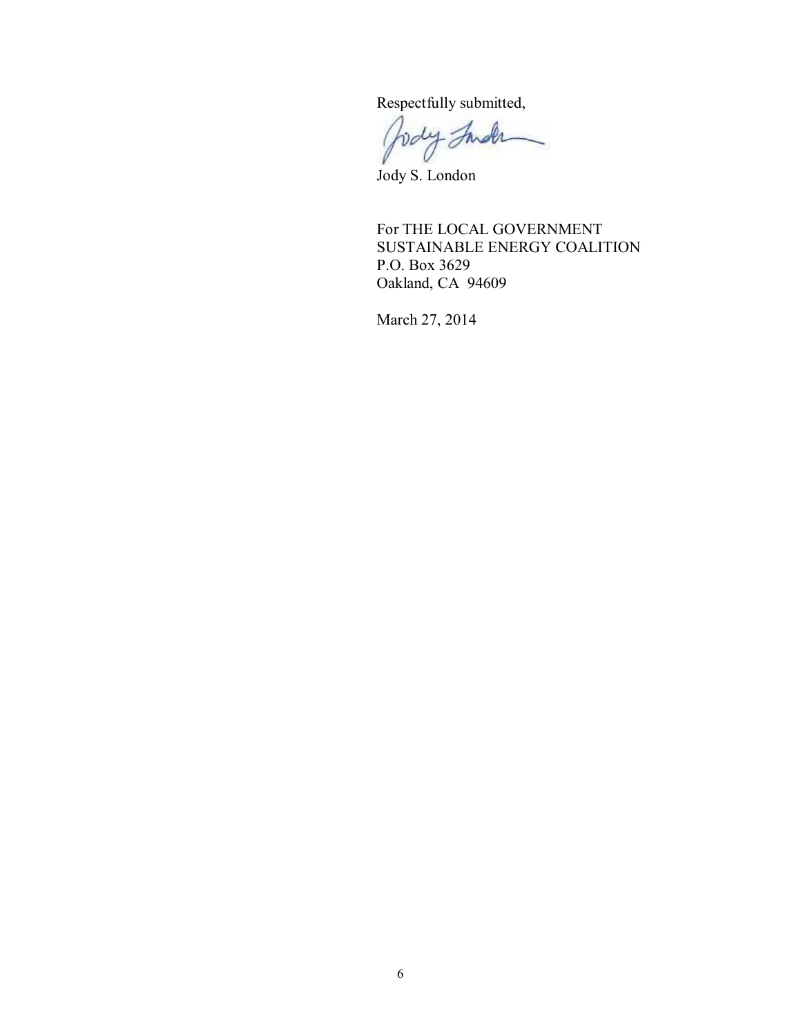Respectfully submitted,

Jody S. London

For THE LOCAL GOVERNMENT
SUSTAINABLE ENERGY COALITION
P.O. Box 3629
Oakland, CA 94609

March 27, 2014